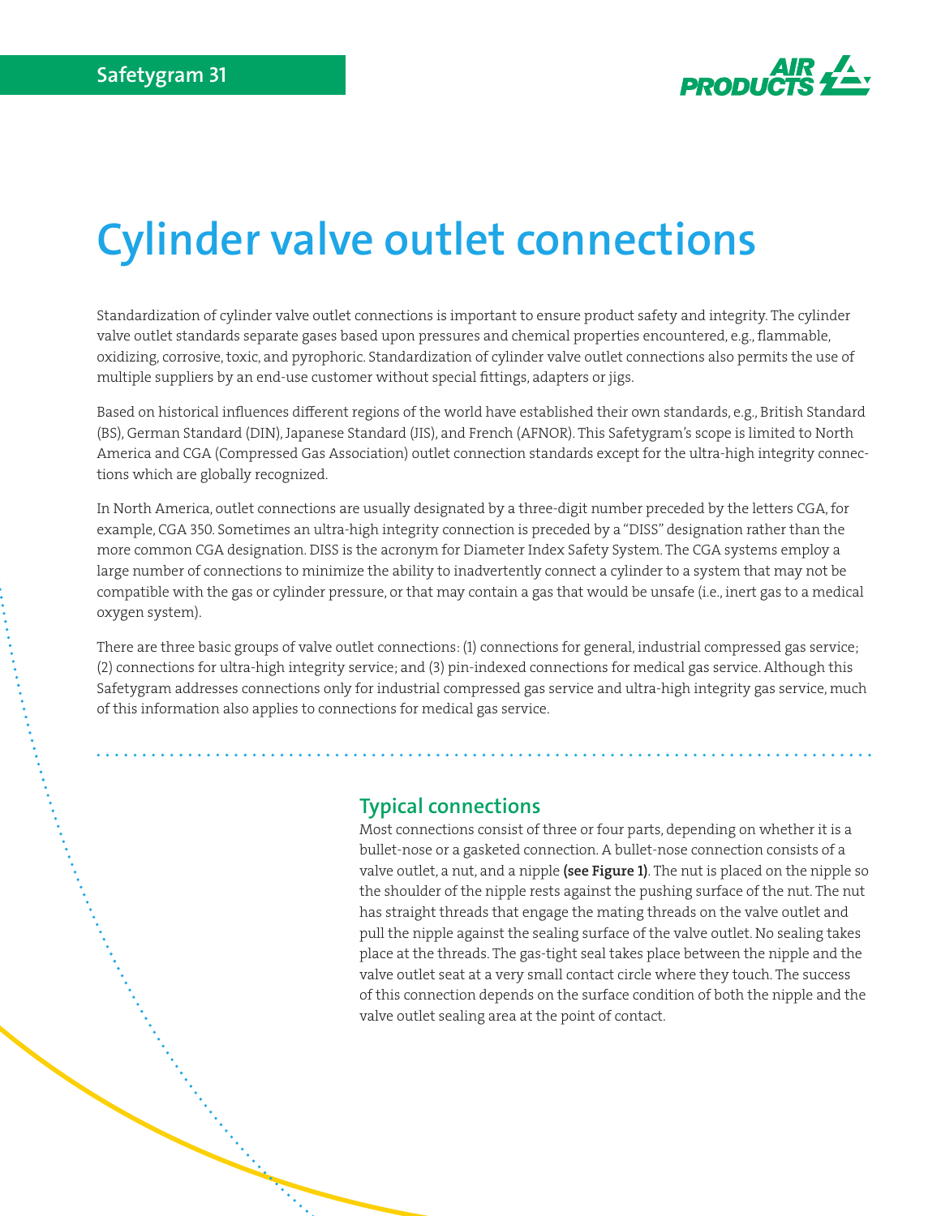Safetygram 31

# Cylinder valve outlet connections

Standardization of cylinder valve outlet connections is important to ensure product safety and integrity. The cylinder valve outlet standards separate gases based upon pressures and chemical properties encountered, e.g., flammable, oxidizing, corrosive, toxic, and pyrophoric. Standardization of cylinder valve outlet connections also permits the use of multiple suppliers by an end-use customer without special fittings, adapters or jigs.

Based on historical influences different regions of the world have established their own standards, e.g., British Standard (BS), German Standard (DIN), Japanese Standard (JIS), and French (AFNOR). This Safetygram's scope is limited to North America and CGA (Compressed Gas Association) outlet connection standards except for the ultra-high integrity connections which are globally recognized.

In North America, outlet connections are usually designated by a three-digit number preceded by the letters CGA, for example, CGA 350. Sometimes an ultra-high integrity connection is preceded by a "DISS" designation rather than the more common CGA designation. DISS is the acronym for Diameter Index Safety System. The CGA systems employ a large number of connections to minimize the ability to inadvertently connect a cylinder to a system that may not be compatible with the gas or cylinder pressure, or that may contain a gas that would be unsafe (i.e., inert gas to a medical oxygen system).

There are three basic groups of valve outlet connections: (1) connections for general, industrial compressed gas service; (2) connections for ultra-high integrity service; and (3) pin-indexed connections for medical gas service. Although this Safetygram addresses connections only for industrial compressed gas service and ultra-high integrity gas service, much of this information also applies to connections for medical gas service.

## Typical connections

Most connections consist of three or four parts, depending on whether it is a bullet-nose or a gasketed connection. A bullet-nose connection consists of a valve outlet, a nut, and a nipple **(see Figure 1)**. The nut is placed on the nipple so the shoulder of the nipple rests against the pushing surface of the nut. The nut has straight threads that engage the mating threads on the valve outlet and pull the nipple against the sealing surface of the valve outlet. No sealing takes place at the threads. The gas-tight seal takes place between the nipple and the valve outlet seat at a very small contact circle where they touch. The success of this connection depends on the surface condition of both the nipple and the valve outlet sealing area at the point of contact.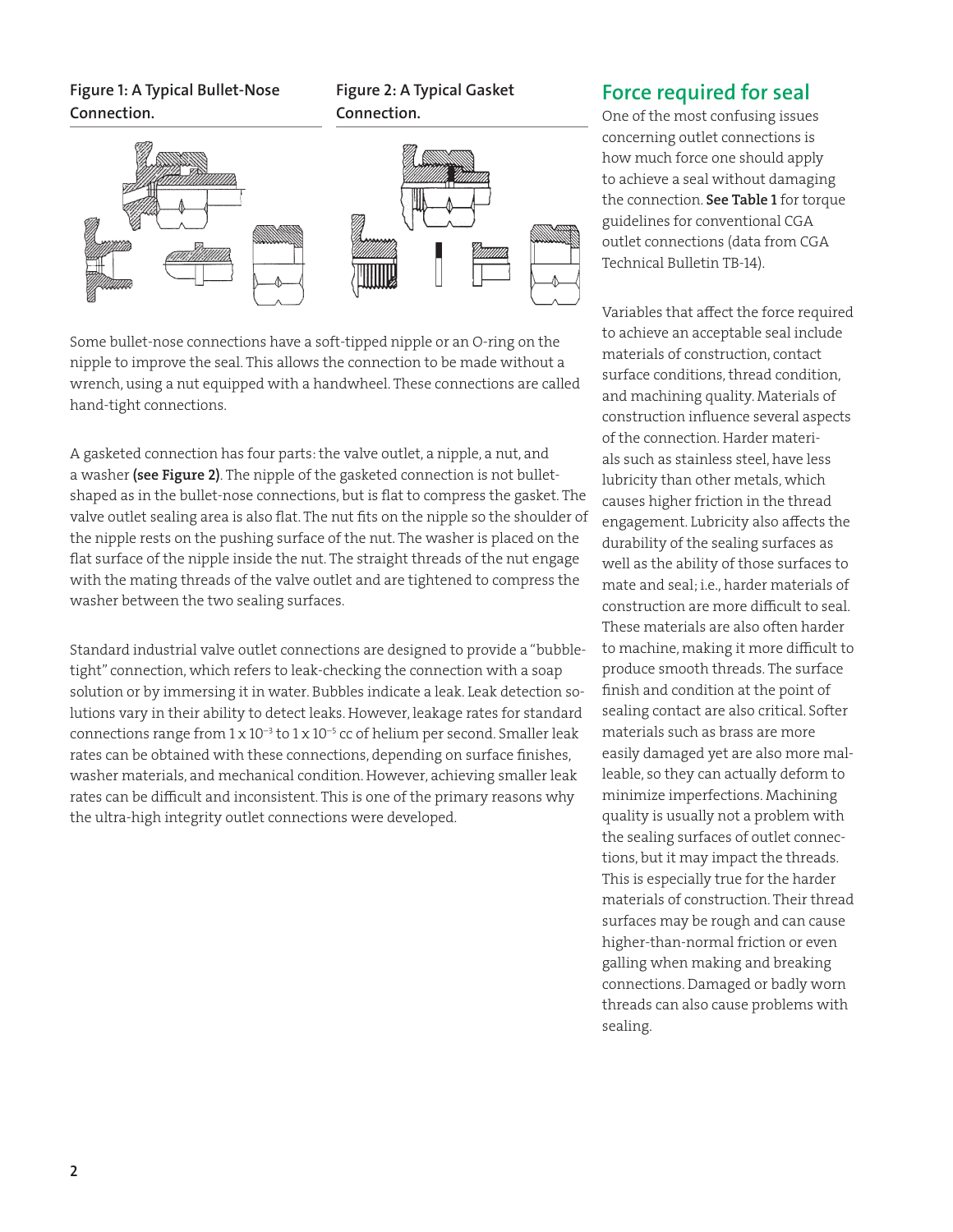**Figure 1: A Typical Bullet-Nose Connection.**

**Figure 2: A Typical Gasket Connection.**

Some bullet-nose connections have a soft-tipped nipple or an O-ring on the nipple to improve the seal. This allows the connection to be made without a wrench, using a nut equipped with a handwheel. These connections are called hand-tight connections.

A gasketed connection has four parts: the valve outlet, a nipple, a nut, and a washer **(see Figure 2)**. The nipple of the gasketed connection is not bullet-shaped as in the bullet-nose connections, but is flat to compress the gasket. The valve outlet sealing area is also flat. The nut fits on the nipple so the shoulder of the nipple rests on the pushing surface of the nut. The washer is placed on the flat surface of the nipple inside the nut. The straight threads of the nut engage with the mating threads of the valve outlet and are tightened to compress the washer between the two sealing surfaces.

Standard industrial valve outlet connections are designed to provide a "bubble-tight" connection, which refers to leak-checking the connection with a soap solution or by immersing it in water. Bubbles indicate a leak. Leak detection solutions vary in their ability to detect leaks. However, leakage rates for standard connections range from $1 \times 10^{-3}$ to $1 \times 10^{-5}$ cc of helium per second. Smaller leak rates can be obtained with these connections, depending on surface finishes, washer materials, and mechanical condition. However, achieving smaller leak rates can be difficult and inconsistent. This is one of the primary reasons why the ultra-high integrity outlet connections were developed.

## Force required for seal

One of the most confusing issues concerning outlet connections is how much force one should apply to achieve a seal without damaging the connection. **See Table 1** for torque guidelines for conventional CGA outlet connections (data from CGA Technical Bulletin TB-14).

Variables that affect the force required to achieve an acceptable seal include materials of construction, contact surface conditions, thread condition, and machining quality. Materials of construction influence several aspects of the connection. Harder materials such as stainless steel, have less lubricity than other metals, which causes higher friction in the thread engagement. Lubricity also affects the durability of the sealing surfaces as well as the ability of those surfaces to mate and seal; i.e., harder materials of construction are more difficult to seal. These materials are also often harder to machine, making it more difficult to produce smooth threads. The surface finish and condition at the point of sealing contact are also critical. Softer materials such as brass are more easily damaged yet are also more malleable, so they can actually deform to minimize imperfections. Machining quality is usually not a problem with the sealing surfaces of outlet connections, but it may impact the threads. This is especially true for the harder materials of construction. Their thread surfaces may be rough and can cause higher-than-normal friction or even galling when making and breaking connections. Damaged or badly worn threads can also cause problems with sealing.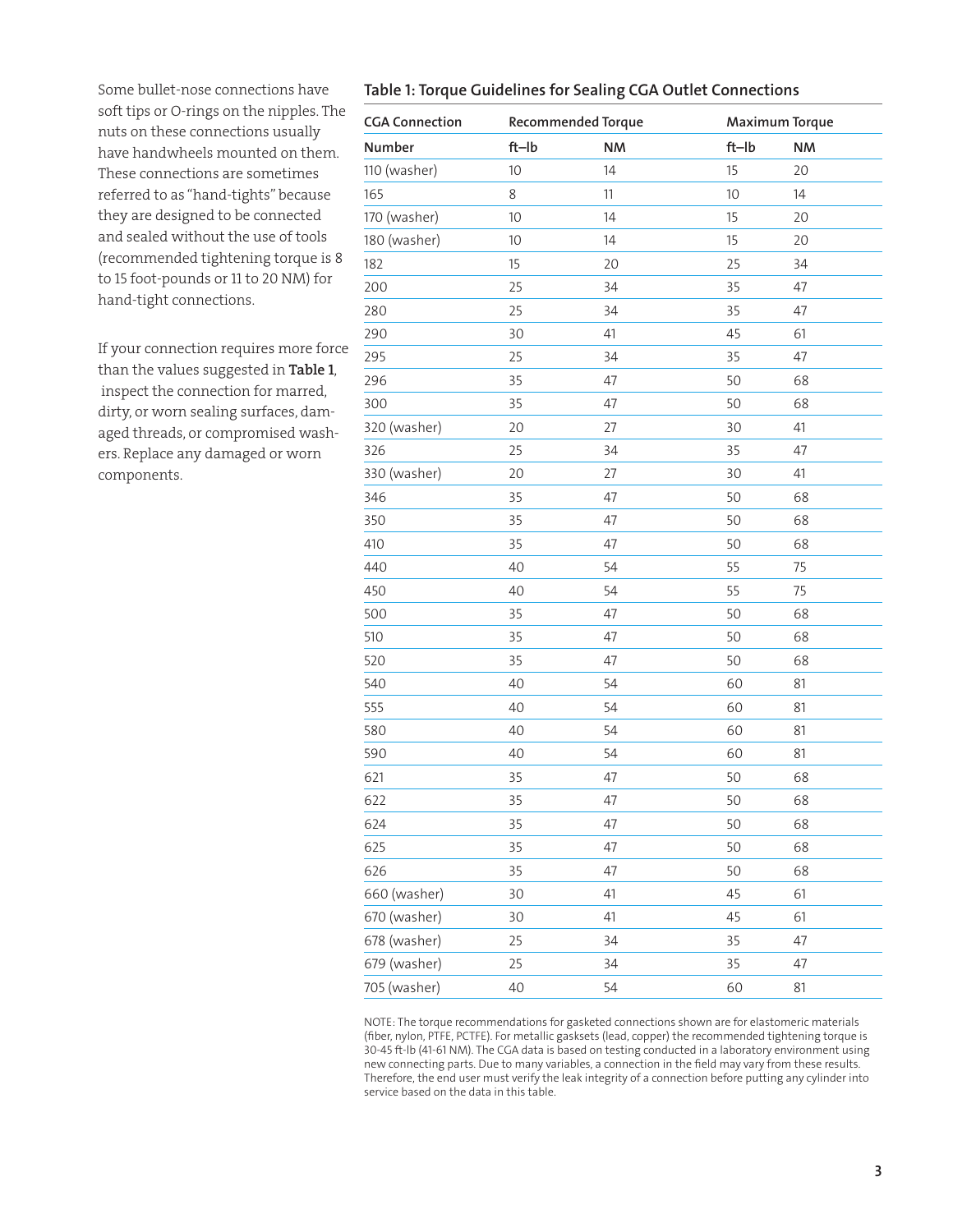Some bullet-nose connections have soft tips or O-rings on the nipples. The nuts on these connections usually have handwheels mounted on them. These connections are sometimes referred to as "hand-tights" because they are designed to be connected and sealed without the use of tools (recommended tightening torque is 8 to 15 foot-pounds or 11 to 20 NM) for hand-tight connections.

If your connection requires more force than the values suggested in **Table 1**, inspect the connection for marred, dirty, or worn sealing surfaces, damaged threads, or compromised washers. Replace any damaged or worn components.

### Table 1: Torque Guidelines for Sealing CGA Outlet Connections

| CGA Connection | Recommended Torque | | Maximum Torque | |
|---|---|---|---|---|
| Number | ft–lb | NM | ft–lb | NM |
| 110 (washer) | 10 | 14 | 15 | 20 |
| 165 | 8 | 11 | 10 | 14 |
| 170 (washer) | 10 | 14 | 15 | 20 |
| 180 (washer) | 10 | 14 | 15 | 20 |
| 182 | 15 | 20 | 25 | 34 |
| 200 | 25 | 34 | 35 | 47 |
| 280 | 25 | 34 | 35 | 47 |
| 290 | 30 | 41 | 45 | 61 |
| 295 | 25 | 34 | 35 | 47 |
| 296 | 35 | 47 | 50 | 68 |
| 300 | 35 | 47 | 50 | 68 |
| 320 (washer) | 20 | 27 | 30 | 41 |
| 326 | 25 | 34 | 35 | 47 |
| 330 (washer) | 20 | 27 | 30 | 41 |
| 346 | 35 | 47 | 50 | 68 |
| 350 | 35 | 47 | 50 | 68 |
| 410 | 35 | 47 | 50 | 68 |
| 440 | 40 | 54 | 55 | 75 |
| 450 | 40 | 54 | 55 | 75 |
| 500 | 35 | 47 | 50 | 68 |
| 510 | 35 | 47 | 50 | 68 |
| 520 | 35 | 47 | 50 | 68 |
| 540 | 40 | 54 | 60 | 81 |
| 555 | 40 | 54 | 60 | 81 |
| 580 | 40 | 54 | 60 | 81 |
| 590 | 40 | 54 | 60 | 81 |
| 621 | 35 | 47 | 50 | 68 |
| 622 | 35 | 47 | 50 | 68 |
| 624 | 35 | 47 | 50 | 68 |
| 625 | 35 | 47 | 50 | 68 |
| 626 | 35 | 47 | 50 | 68 |
| 660 (washer) | 30 | 41 | 45 | 61 |
| 670 (washer) | 30 | 41 | 45 | 61 |
| 678 (washer) | 25 | 34 | 35 | 47 |
| 679 (washer) | 25 | 34 | 35 | 47 |
| 705 (washer) | 40 | 54 | 60 | 81 |

NOTE: The torque recommendations for gasketed connections shown are for elastomeric materials (fiber, nylon, PTFE, PCTFE). For metallic gasksets (lead, copper) the recommended tightening torque is 30-45 ft-lb (41-61 NM). The CGA data is based on testing conducted in a laboratory environment using new connecting parts. Due to many variables, a connection in the field may vary from these results. Therefore, the end user must verify the leak integrity of a connection before putting any cylinder into service based on the data in this table.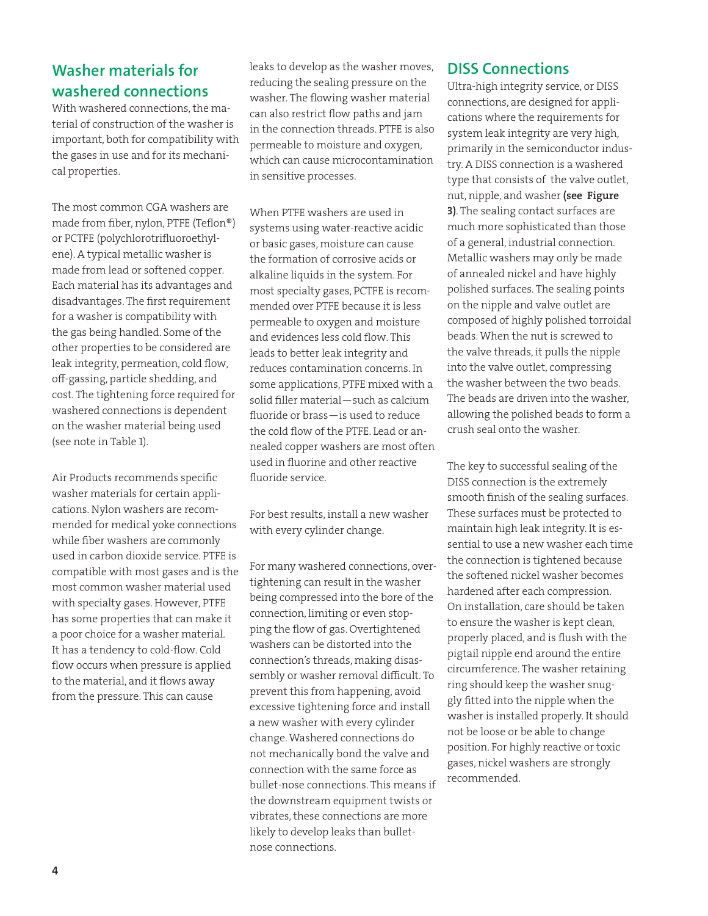## Washer materials for washered connections

With washered connections, the material of construction of the washer is important, both for compatibility with the gases in use and for its mechanical properties.

The most common CGA washers are made from fiber, nylon, PTFE (Teflon®) or PCTFE (polychlorotrifluoroethylene). A typical metallic washer is made from lead or softened copper. Each material has its advantages and disadvantages. The first requirement for a washer is compatibility with the gas being handled. Some of the other properties to be considered are leak integrity, permeation, cold flow, off-gassing, particle shedding, and cost. The tightening force required for washered connections is dependent on the washer material being used (see note in Table 1).

Air Products recommends specific washer materials for certain applications. Nylon washers are recommended for medical yoke connections while fiber washers are commonly used in carbon dioxide service. PTFE is compatible with most gases and is the most common washer material used with specialty gases. However, PTFE has some properties that can make it a poor choice for a washer material. It has a tendency to cold-flow. Cold flow occurs when pressure is applied to the material, and it flows away from the pressure. This can cause leaks to develop as the washer moves, reducing the sealing pressure on the washer. The flowing washer material can also restrict flow paths and jam in the connection threads. PTFE is also permeable to moisture and oxygen, which can cause microcontamination in sensitive processes.

When PTFE washers are used in systems using water-reactive acidic or basic gases, moisture can cause the formation of corrosive acids or alkaline liquids in the system. For most specialty gases, PCTFE is recommended over PTFE because it is less permeable to oxygen and moisture and evidences less cold flow. This leads to better leak integrity and reduces contamination concerns. In some applications, PTFE mixed with a solid filler material—such as calcium fluoride or brass—is used to reduce the cold flow of the PTFE. Lead or annealed copper washers are most often used in fluorine and other reactive fluoride service.

For best results, install a new washer with every cylinder change.

For many washered connections, overtightening can result in the washer being compressed into the bore of the connection, limiting or even stopping the flow of gas. Overtightened washers can be distorted into the connection's threads, making disassembly or washer removal difficult. To prevent this from happening, avoid excessive tightening force and install a new washer with every cylinder change. Washered connections do not mechanically bond the valve and connection with the same force as bullet-nose connections. This means if the downstream equipment twists or vibrates, these connections are more likely to develop leaks than bullet-nose connections.

## DISS Connections

Ultra-high integrity service, or DISS connections, are designed for applications where the requirements for system leak integrity are very high, primarily in the semiconductor industry. A DISS connection is a washered type that consists of the valve outlet, nut, nipple, and washer **(see Figure 3)**. The sealing contact surfaces are much more sophisticated than those of a general, industrial connection. Metallic washers may only be made of annealed nickel and have highly polished surfaces. The sealing points on the nipple and valve outlet are composed of highly polished torroidal beads. When the nut is screwed to the valve threads, it pulls the nipple into the valve outlet, compressing the washer between the two beads. The beads are driven into the washer, allowing the polished beads to form a crush seal onto the washer.

The key to successful sealing of the DISS connection is the extremely smooth finish of the sealing surfaces. These surfaces must be protected to maintain high leak integrity. It is essential to use a new washer each time the connection is tightened because the softened nickel washer becomes hardened after each compression. On installation, care should be taken to ensure the washer is kept clean, properly placed, and is flush with the pigtail nipple end around the entire circumference. The washer retaining ring should keep the washer snuggly fitted into the nipple when the washer is installed properly. It should not be loose or be able to change position. For highly reactive or toxic gases, nickel washers are strongly recommended.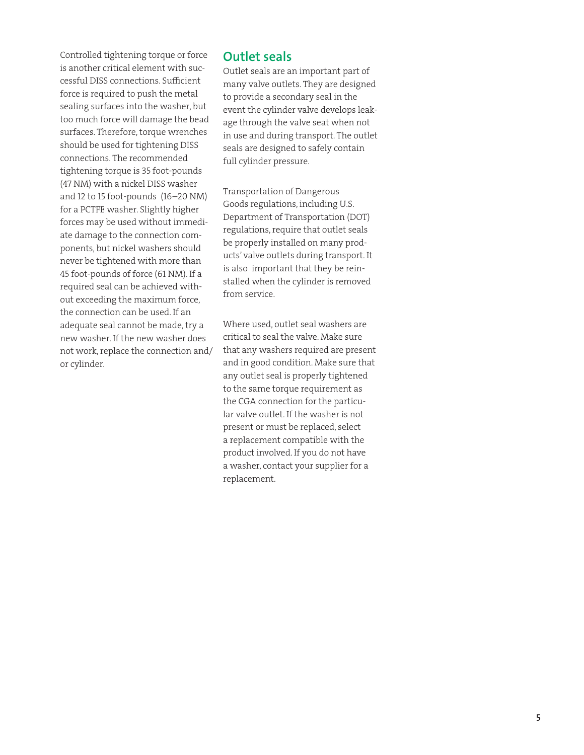Controlled tightening torque or force is another critical element with successful DISS connections. Sufficient force is required to push the metal sealing surfaces into the washer, but too much force will damage the bead surfaces. Therefore, torque wrenches should be used for tightening DISS connections. The recommended tightening torque is 35 foot-pounds (47 NM) with a nickel DISS washer and 12 to 15 foot-pounds (16–20 NM) for a PCTFE washer. Slightly higher forces may be used without immediate damage to the connection components, but nickel washers should never be tightened with more than 45 foot-pounds of force (61 NM). If a required seal can be achieved without exceeding the maximum force, the connection can be used. If an adequate seal cannot be made, try a new washer. If the new washer does not work, replace the connection and/or cylinder.

## Outlet seals

Outlet seals are an important part of many valve outlets. They are designed to provide a secondary seal in the event the cylinder valve develops leakage through the valve seat when not in use and during transport. The outlet seals are designed to safely contain full cylinder pressure.

Transportation of Dangerous Goods regulations, including U.S. Department of Transportation (DOT) regulations, require that outlet seals be properly installed on many products' valve outlets during transport. It is also important that they be reinstalled when the cylinder is removed from service.

Where used, outlet seal washers are critical to seal the valve. Make sure that any washers required are present and in good condition. Make sure that any outlet seal is properly tightened to the same torque requirement as the CGA connection for the particular valve outlet. If the washer is not present or must be replaced, select a replacement compatible with the product involved. If you do not have a washer, contact your supplier for a replacement.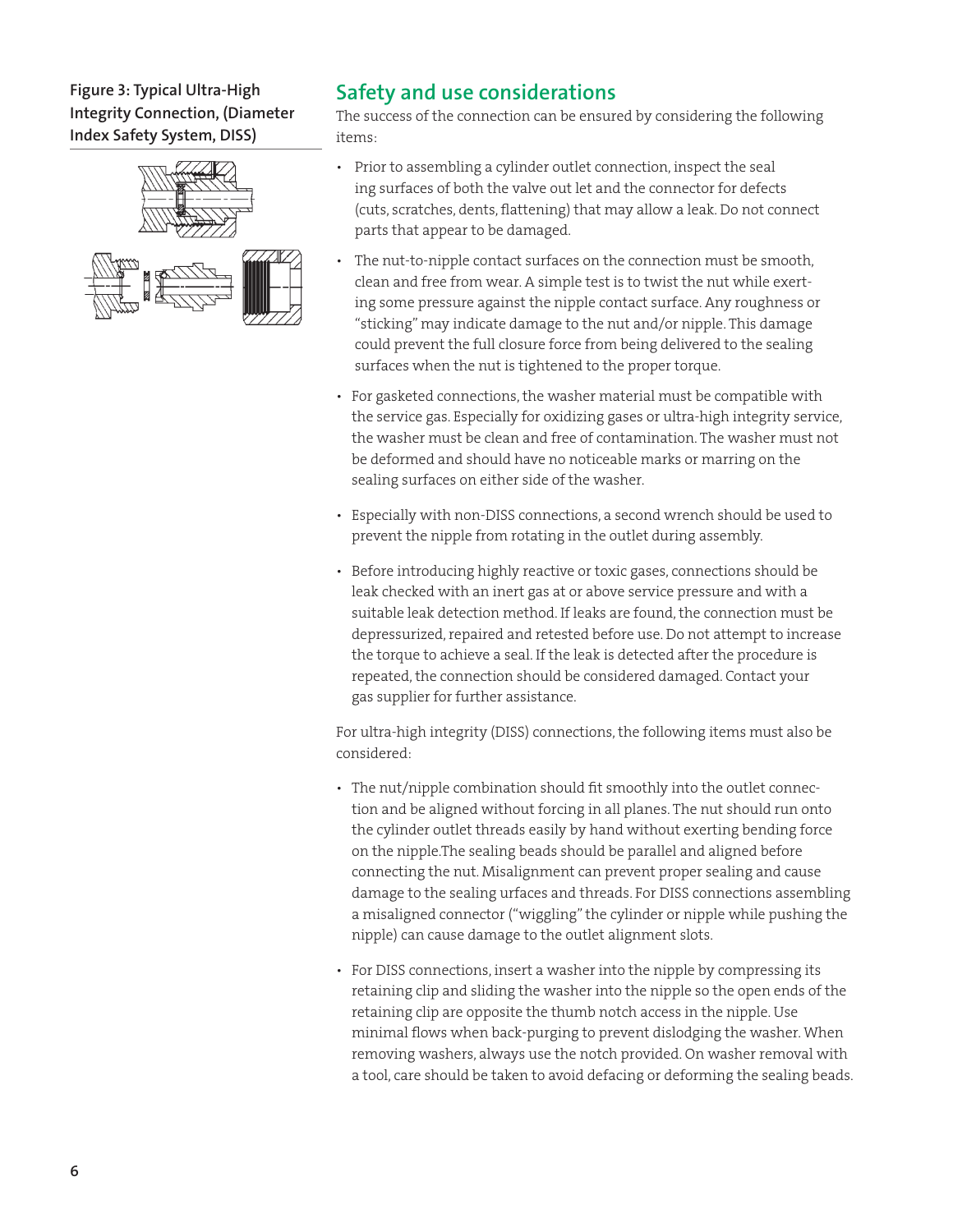**Figure 3: Typical Ultra-High Integrity Connection, (Diameter Index Safety System, DISS)**

## Safety and use considerations

The success of the connection can be ensured by considering the following items:

- Prior to assembling a cylinder outlet connection, inspect the seal ing surfaces of both the valve out let and the connector for defects (cuts, scratches, dents, flattening) that may allow a leak. Do not connect parts that appear to be damaged.
- The nut-to-nipple contact surfaces on the connection must be smooth, clean and free from wear. A simple test is to twist the nut while exerting some pressure against the nipple contact surface. Any roughness or "sticking" may indicate damage to the nut and/or nipple. This damage could prevent the full closure force from being delivered to the sealing surfaces when the nut is tightened to the proper torque.
- For gasketed connections, the washer material must be compatible with the service gas. Especially for oxidizing gases or ultra-high integrity service, the washer must be clean and free of contamination. The washer must not be deformed and should have no noticeable marks or marring on the sealing surfaces on either side of the washer.
- Especially with non-DISS connections, a second wrench should be used to prevent the nipple from rotating in the outlet during assembly.
- Before introducing highly reactive or toxic gases, connections should be leak checked with an inert gas at or above service pressure and with a suitable leak detection method. If leaks are found, the connection must be depressurized, repaired and retested before use. Do not attempt to increase the torque to achieve a seal. If the leak is detected after the procedure is repeated, the connection should be considered damaged. Contact your gas supplier for further assistance.

For ultra-high integrity (DISS) connections, the following items must also be considered:

- The nut/nipple combination should fit smoothly into the outlet connection and be aligned without forcing in all planes. The nut should run onto the cylinder outlet threads easily by hand without exerting bending force on the nipple.The sealing beads should be parallel and aligned before connecting the nut. Misalignment can prevent proper sealing and cause damage to the sealing urfaces and threads. For DISS connections assembling a misaligned connector ("wiggling" the cylinder or nipple while pushing the nipple) can cause damage to the outlet alignment slots.
- For DISS connections, insert a washer into the nipple by compressing its retaining clip and sliding the washer into the nipple so the open ends of the retaining clip are opposite the thumb notch access in the nipple. Use minimal flows when back-purging to prevent dislodging the washer. When removing washers, always use the notch provided. On washer removal with a tool, care should be taken to avoid defacing or deforming the sealing beads.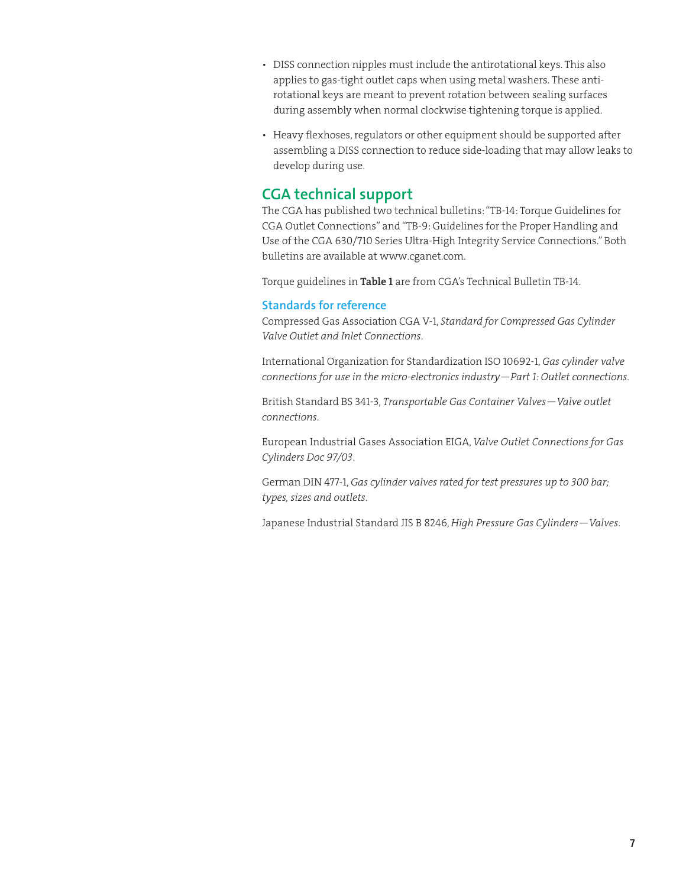- DISS connection nipples must include the antirotational keys. This also applies to gas-tight outlet caps when using metal washers. These anti-rotational keys are meant to prevent rotation between sealing surfaces during assembly when normal clockwise tightening torque is applied.

- Heavy flexhoses, regulators or other equipment should be supported after assembling a DISS connection to reduce side-loading that may allow leaks to develop during use.

## CGA technical support

The CGA has published two technical bulletins: "TB-14: Torque Guidelines for CGA Outlet Connections" and "TB-9: Guidelines for the Proper Handling and Use of the CGA 630/710 Series Ultra-High Integrity Service Connections." Both bulletins are available at www.cganet.com.

Torque guidelines in **Table 1** are from CGA's Technical Bulletin TB-14.

### Standards for reference

Compressed Gas Association CGA V-1, *Standard for Compressed Gas Cylinder Valve Outlet and Inlet Connections*.

International Organization for Standardization ISO 10692-1, *Gas cylinder valve connections for use in the micro-electronics industry—Part 1: Outlet connections*.

British Standard BS 341-3, *Transportable Gas Container Valves—Valve outlet connections*.

European Industrial Gases Association EIGA, *Valve Outlet Connections for Gas Cylinders Doc 97/03*.

German DIN 477-1, *Gas cylinder valves rated for test pressures up to 300 bar; types, sizes and outlets*.

Japanese Industrial Standard JIS B 8246, *High Pressure Gas Cylinders—Valves*.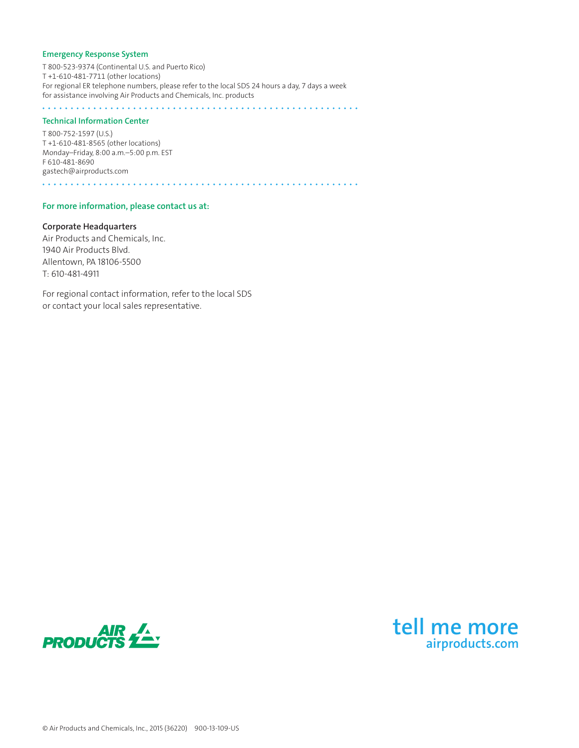## Emergency Response System

T 800-523-9374 (Continental U.S. and Puerto Rico)
T +1-610-481-7711 (other locations)
For regional ER telephone numbers, please refer to the local SDS 24 hours a day, 7 days a week for assistance involving Air Products and Chemicals, Inc. products

## Technical Information Center

T 800-752-1597 (U.S.)
T +1-610-481-8565 (other locations)
Monday–Friday, 8:00 a.m.–5:00 p.m. EST
F 610-481-8690
gastech@airproducts.com

## For more information, please contact us at:

**Corporate Headquarters**
Air Products and Chemicals, Inc.
1940 Air Products Blvd.
Allentown, PA 18106-5500
T: 610-481-4911

For regional contact information, refer to the local SDS or contact your local sales representative.

AIR PRODUCTS

tell me more
airproducts.com

© Air Products and Chemicals, Inc., 2015 (36220) 900-13-109-US